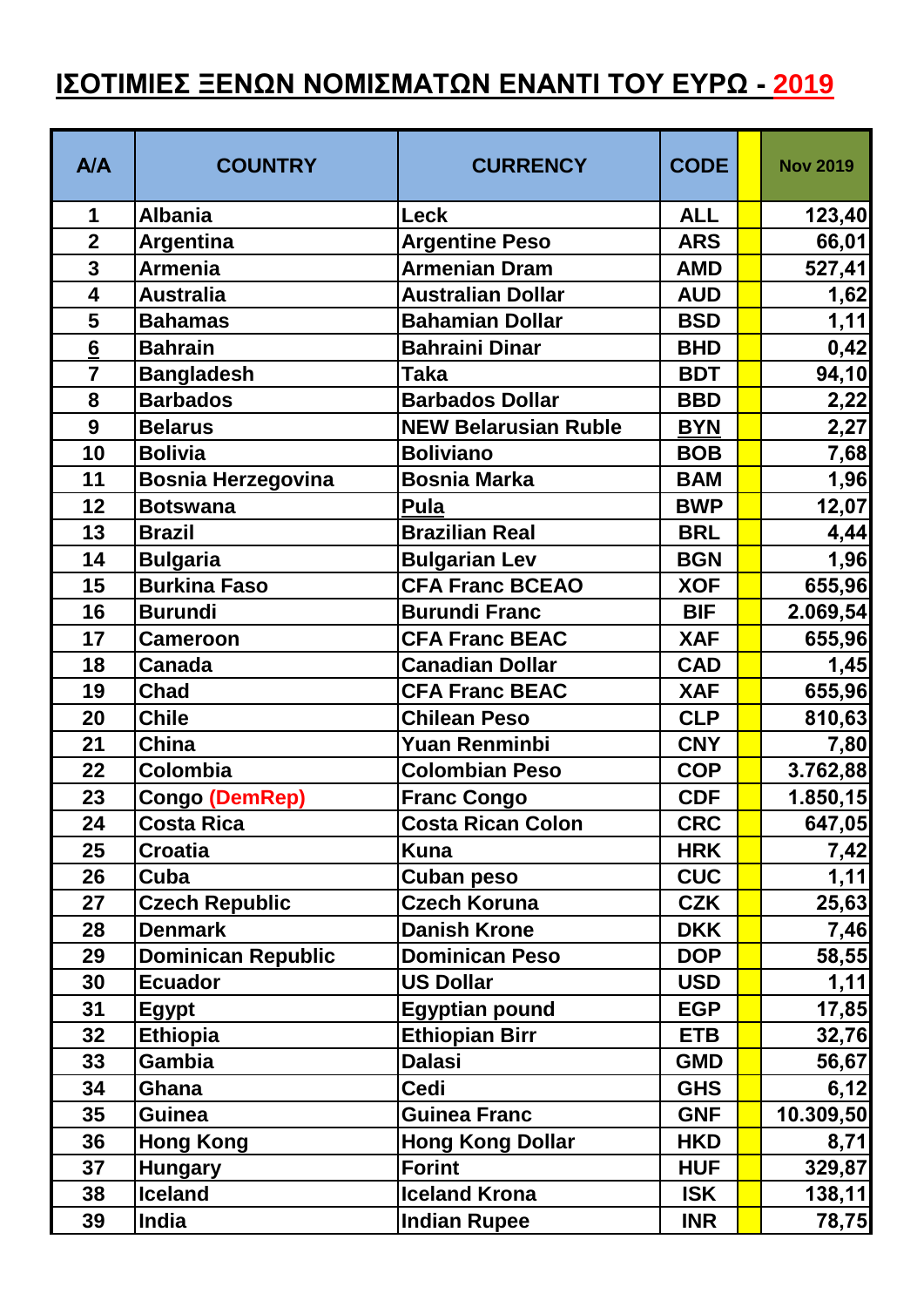# ΙΣΟΤΙΜΙΕΣ ΞΕΝΩΝ ΝΟΜΙΣΜΑΤΩΝ ΕΝΑΝΤΙ ΤΟΥ ΕΥΡΩ - 2019

| A/A | COUNTRY | CURRENCY | CODE | | Nov 2019 |
|---|---|---|---|---|---|
| 1 | Albania | Leck | ALL | | 123,40 |
| 2 | Argentina | Argentine Peso | ARS | | 66,01 |
| 3 | Armenia | Armenian Dram | AMD | | 527,41 |
| 4 | Australia | Australian Dollar | AUD | | 1,62 |
| 5 | Bahamas | Bahamian Dollar | BSD | | 1,11 |
| 6 | Bahrain | Bahraini Dinar | BHD | | 0,42 |
| 7 | Bangladesh | Taka | BDT | | 94,10 |
| 8 | Barbados | Barbados Dollar | BBD | | 2,22 |
| 9 | Belarus | NEW Belarusian Ruble | BYN | | 2,27 |
| 10 | Bolivia | Boliviano | BOB | | 7,68 |
| 11 | Bosnia Herzegovina | Bosnia Marka | BAM | | 1,96 |
| 12 | Botswana | Pula | BWP | | 12,07 |
| 13 | Brazil | Brazilian Real | BRL | | 4,44 |
| 14 | Bulgaria | Bulgarian Lev | BGN | | 1,96 |
| 15 | Burkina Faso | CFA Franc BCEAO | XOF | | 655,96 |
| 16 | Burundi | Burundi Franc | BIF | | 2.069,54 |
| 17 | Cameroon | CFA Franc BEAC | XAF | | 655,96 |
| 18 | Canada | Canadian Dollar | CAD | | 1,45 |
| 19 | Chad | CFA Franc BEAC | XAF | | 655,96 |
| 20 | Chile | Chilean Peso | CLP | | 810,63 |
| 21 | China | Yuan Renminbi | CNY | | 7,80 |
| 22 | Colombia | Colombian Peso | COP | | 3.762,88 |
| 23 | Congo (DemRep) | Franc Congo | CDF | | 1.850,15 |
| 24 | Costa Rica | Costa Rican Colon | CRC | | 647,05 |
| 25 | Croatia | Kuna | HRK | | 7,42 |
| 26 | Cuba | Cuban peso | CUC | | 1,11 |
| 27 | Czech Republic | Czech Koruna | CZK | | 25,63 |
| 28 | Denmark | Danish Krone | DKK | | 7,46 |
| 29 | Dominican Republic | Dominican Peso | DOP | | 58,55 |
| 30 | Ecuador | US Dollar | USD | | 1,11 |
| 31 | Egypt | Egyptian pound | EGP | | 17,85 |
| 32 | Ethiopia | Ethiopian Birr | ETB | | 32,76 |
| 33 | Gambia | Dalasi | GMD | | 56,67 |
| 34 | Ghana | Cedi | GHS | | 6,12 |
| 35 | Guinea | Guinea Franc | GNF | | 10.309,50 |
| 36 | Hong Kong | Hong Kong Dollar | HKD | | 8,71 |
| 37 | Hungary | Forint | HUF | | 329,87 |
| 38 | Iceland | Iceland Krona | ISK | | 138,11 |
| 39 | India | Indian Rupee | INR | | 78,75 |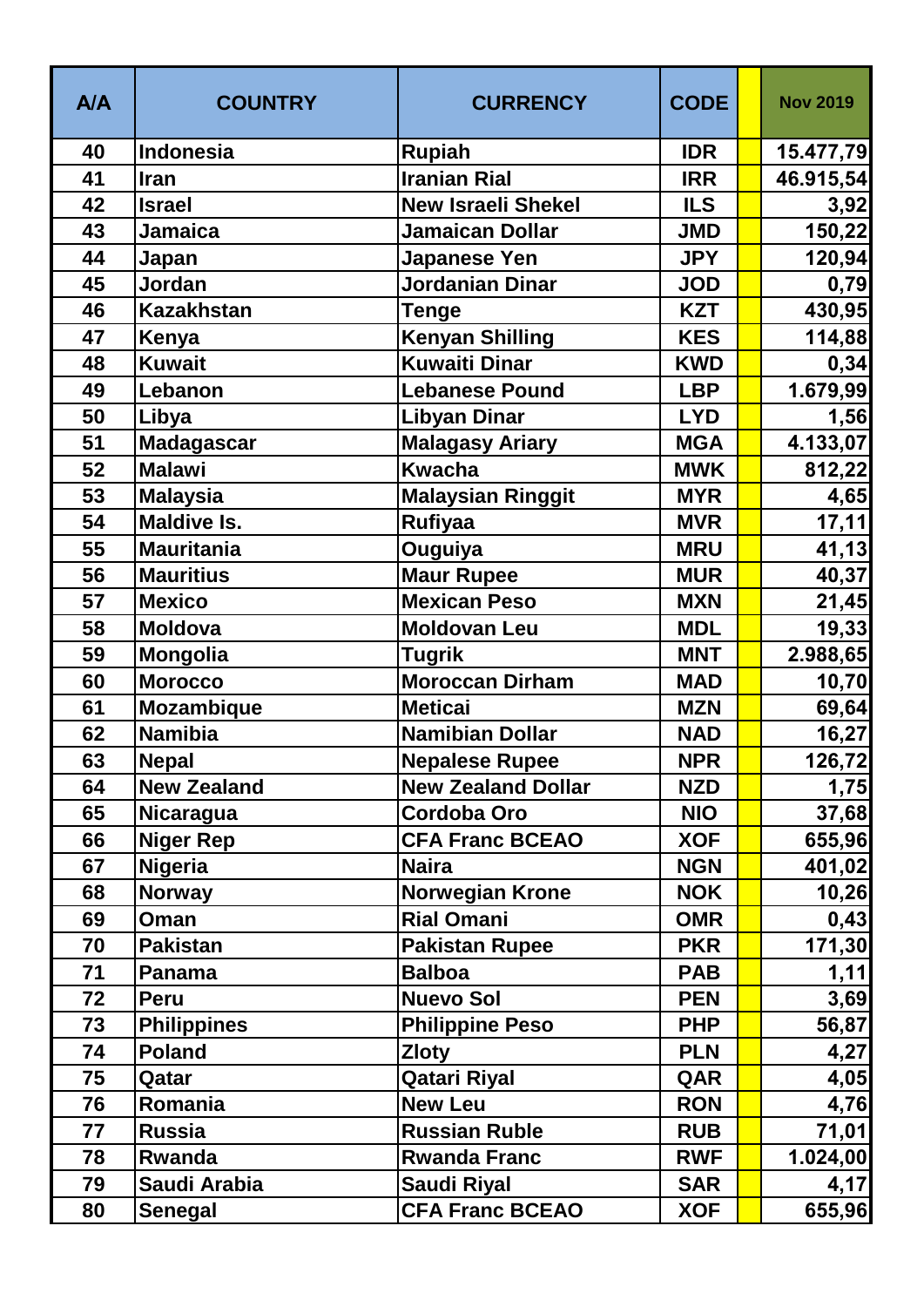| A/A | COUNTRY | CURRENCY | CODE | | Nov 2019 |
|---|---|---|---|---|---|
| 40 | Indonesia | Rupiah | IDR | | 15.477,79 |
| 41 | Iran | Iranian Rial | IRR | | 46.915,54 |
| 42 | Israel | New Israeli Shekel | ILS | | 3,92 |
| 43 | Jamaica | Jamaican Dollar | JMD | | 150,22 |
| 44 | Japan | Japanese Yen | JPY | | 120,94 |
| 45 | Jordan | Jordanian Dinar | JOD | | 0,79 |
| 46 | Kazakhstan | Tenge | KZT | | 430,95 |
| 47 | Kenya | Kenyan Shilling | KES | | 114,88 |
| 48 | Kuwait | Kuwaiti Dinar | KWD | | 0,34 |
| 49 | Lebanon | Lebanese Pound | LBP | | 1.679,99 |
| 50 | Libya | Libyan Dinar | LYD | | 1,56 |
| 51 | Madagascar | Malagasy Ariary | MGA | | 4.133,07 |
| 52 | Malawi | Kwacha | MWK | | 812,22 |
| 53 | Malaysia | Malaysian Ringgit | MYR | | 4,65 |
| 54 | Maldive Is. | Rufiyaa | MVR | | 17,11 |
| 55 | Mauritania | Ouguiya | MRU | | 41,13 |
| 56 | Mauritius | Maur Rupee | MUR | | 40,37 |
| 57 | Mexico | Mexican Peso | MXN | | 21,45 |
| 58 | Moldova | Moldovan Leu | MDL | | 19,33 |
| 59 | Mongolia | Tugrik | MNT | | 2.988,65 |
| 60 | Morocco | Moroccan Dirham | MAD | | 10,70 |
| 61 | Mozambique | Meticai | MZN | | 69,64 |
| 62 | Namibia | Namibian Dollar | NAD | | 16,27 |
| 63 | Nepal | Nepalese Rupee | NPR | | 126,72 |
| 64 | New Zealand | New Zealand Dollar | NZD | | 1,75 |
| 65 | Nicaragua | Cordoba Oro | NIO | | 37,68 |
| 66 | Niger Rep | CFA Franc BCEAO | XOF | | 655,96 |
| 67 | Nigeria | Naira | NGN | | 401,02 |
| 68 | Norway | Norwegian Krone | NOK | | 10,26 |
| 69 | Oman | Rial Omani | OMR | | 0,43 |
| 70 | Pakistan | Pakistan Rupee | PKR | | 171,30 |
| 71 | Panama | Balboa | PAB | | 1,11 |
| 72 | Peru | Nuevo Sol | PEN | | 3,69 |
| 73 | Philippines | Philippine Peso | PHP | | 56,87 |
| 74 | Poland | Zloty | PLN | | 4,27 |
| 75 | Qatar | Qatari Riyal | QAR | | 4,05 |
| 76 | Romania | New Leu | RON | | 4,76 |
| 77 | Russia | Russian Ruble | RUB | | 71,01 |
| 78 | Rwanda | Rwanda Franc | RWF | | 1.024,00 |
| 79 | Saudi Arabia | Saudi Riyal | SAR | | 4,17 |
| 80 | Senegal | CFA Franc BCEAO | XOF | | 655,96 |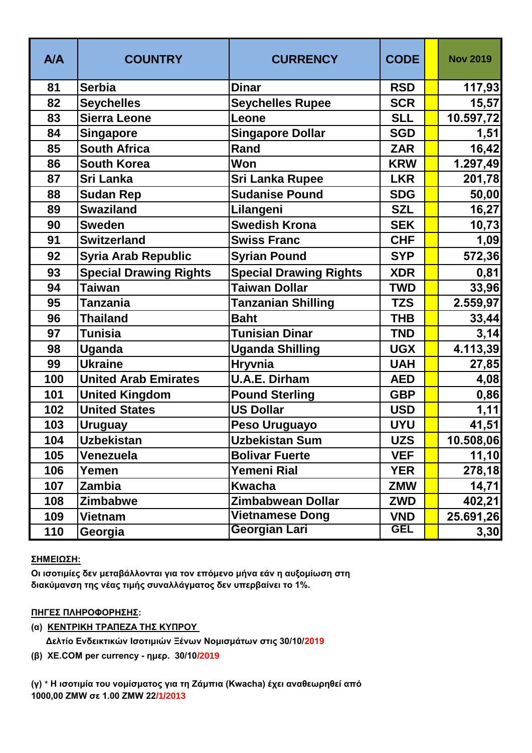| A/A | COUNTRY | CURRENCY | CODE | | Nov 2019 |
|---|---|---|---|---|---|
| 81 | Serbia | Dinar | RSD | | 117,93 |
| 82 | Seychelles | Seychelles Rupee | SCR | | 15,57 |
| 83 | Sierra Leone | Leone | SLL | | 10.597,72 |
| 84 | Singapore | Singapore Dollar | SGD | | 1,51 |
| 85 | South Africa | Rand | ZAR | | 16,42 |
| 86 | South Korea | Won | KRW | | 1.297,49 |
| 87 | Sri Lanka | Sri Lanka Rupee | LKR | | 201,78 |
| 88 | Sudan Rep | Sudanise Pound | SDG | | 50,00 |
| 89 | Swaziland | Lilangeni | SZL | | 16,27 |
| 90 | Sweden | Swedish Krona | SEK | | 10,73 |
| 91 | Switzerland | Swiss Franc | CHF | | 1,09 |
| 92 | Syria Arab Republic | Syrian Pound | SYP | | 572,36 |
| 93 | Special Drawing Rights | Special Drawing Rights | XDR | | 0,81 |
| 94 | Taiwan | Taiwan Dollar | TWD | | 33,96 |
| 95 | Tanzania | Tanzanian Shilling | TZS | | 2.559,97 |
| 96 | Thailand | Baht | THB | | 33,44 |
| 97 | Tunisia | Tunisian Dinar | TND | | 3,14 |
| 98 | Uganda | Uganda Shilling | UGX | | 4.113,39 |
| 99 | Ukraine | Hryvnia | UAH | | 27,85 |
| 100 | United Arab Emirates | U.A.E. Dirham | AED | | 4,08 |
| 101 | United Kingdom | Pound Sterling | GBP | | 0,86 |
| 102 | United States | US Dollar | USD | | 1,11 |
| 103 | Uruguay | Peso Uruguayo | UYU | | 41,51 |
| 104 | Uzbekistan | Uzbekistan Sum | UZS | | 10.508,06 |
| 105 | Venezuela | Bolivar Fuerte | VEF | | 11,10 |
| 106 | Yemen | Yemeni Rial | YER | | 278,18 |
| 107 | Zambia | Kwacha | ZMW | | 14,71 |
| 108 | Zimbabwe | Zimbabwean Dollar | ZWD | | 402,21 |
| 109 | Vietnam | Vietnamese Dong | VND | | 25.691,26 |
| 110 | Georgia | Georgian Lari | GEL | | 3,30 |

**ΣΗΜΕΙΩΣΗ:**

**Οι ισοτιμίες δεν μεταβάλλονται για τον επόμενο μήνα εάν η αυξομίωση στη διακύμανση της νέας τιμής συναλλάγματος δεν υπερβαίνει το 1%.**

**ΠΗΓΕΣ ΠΛΗΡΟΦΟΡΗΣΗΣ:**

**(α) ΚΕΝΤΡΙΚΗ ΤΡΑΠΕΖΑ ΤΗΣ ΚΥΠΡΟΥ**

**Δελτίο Ενδεικτικών Ισοτιμιών Ξένων Νομισμάτων στις 30/10/2019**

**(β) XE.COM per currency - ημερ. 30/10/2019**

**(γ) * Η ισοτιμία του νομίσματος για τη Ζάμπια (Kwacha) έχει αναθεωρηθεί από 1000,00 ZMW σε 1.00 ZMW 22/1/2013**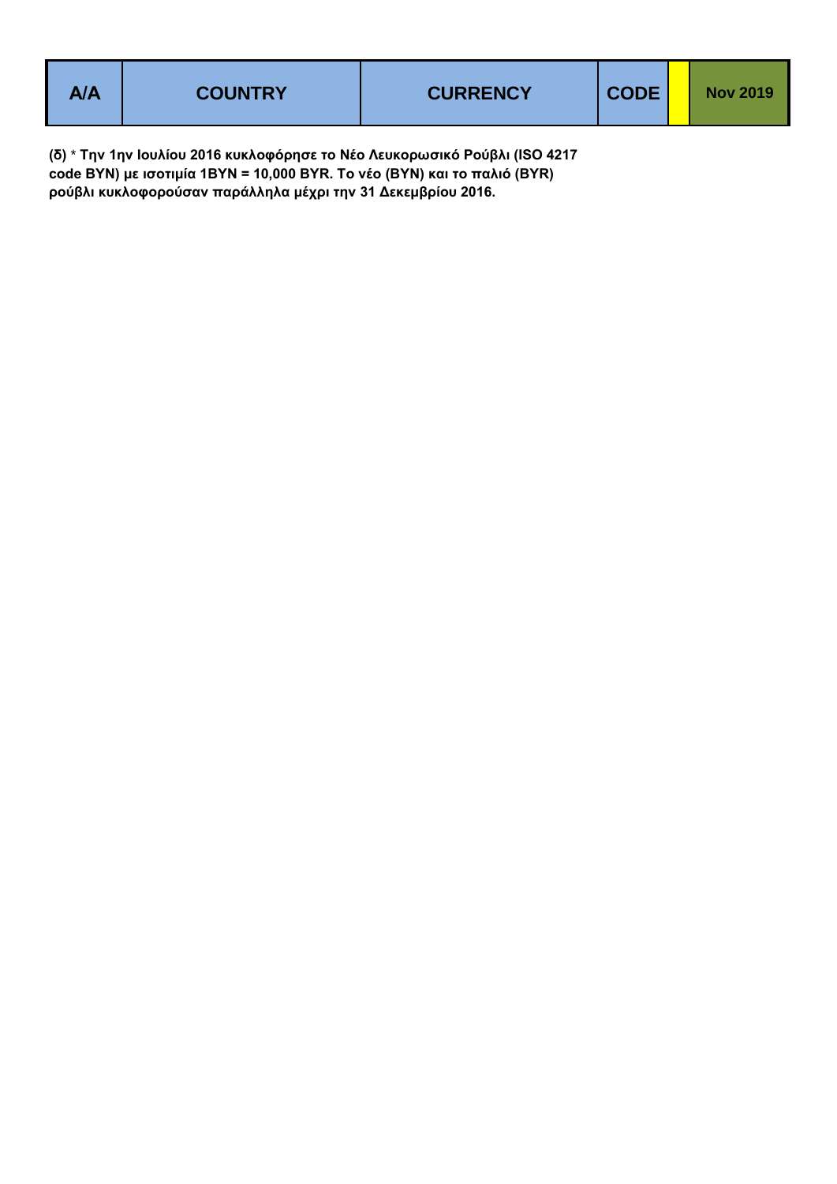| A/A | COUNTRY | CURRENCY | CODE | | Nov 2019 |
|---|---|---|---|---|---|

**(δ)** * **Την 1ην Ιουλίου 2016 κυκλοφόρησε το Νέο Λευκορωσικό Ρούβλι (ISO 4217 code BYN) με ισοτιμία 1BYN = 10,000 BYR. Το νέο (BYN) και το παλιό (BYR) ρούβλι κυκλοφορούσαν παράλληλα μέχρι την 31 Δεκεμβρίου 2016.**